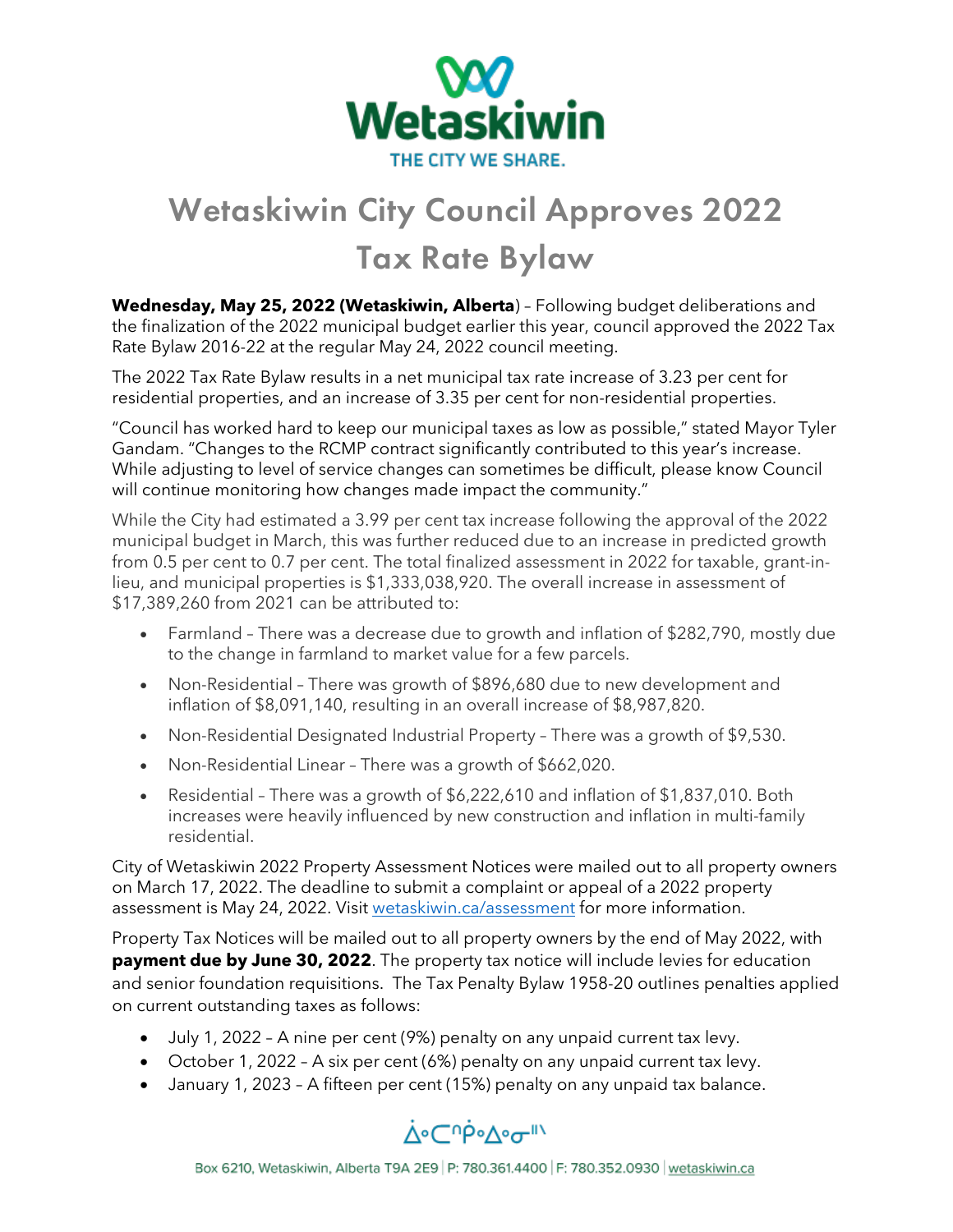# Wetaskiwin City Council Approves 2022 Tax Rate Bylaw

**Wednesday, May 25, 2022 (Wetaskiwin, Alberta**) – Following budget deliberations and the finalization of the 2022 municipal budget earlier this year, council approved the 2022 Tax Rate Bylaw 2016-22 at the regular May 24, 2022 council meeting.

The 2022 Tax Rate Bylaw results in a net municipal tax rate increase of 3.23 per cent for residential properties, and an increase of 3.35 per cent for non-residential properties.

"Council has worked hard to keep our municipal taxes as low as possible," stated Mayor Tyler Gandam. "Changes to the RCMP contract significantly contributed to this year's increase. While adjusting to level of service changes can sometimes be difficult, please know Council will continue monitoring how changes made impact the community."

While the City had estimated a 3.99 per cent tax increase following the approval of the 2022 municipal budget in March, this was further reduced due to an increase in predicted growth from 0.5 per cent to 0.7 per cent. The total finalized assessment in 2022 for taxable, grant-in-lieu, and municipal properties is $1,333,038,920. The overall increase in assessment of $17,389,260 from 2021 can be attributed to:

- Farmland – There was a decrease due to growth and inflation of $282,790, mostly due to the change in farmland to market value for a few parcels.
- Non-Residential – There was growth of $896,680 due to new development and inflation of $8,091,140, resulting in an overall increase of $8,987,820.
- Non-Residential Designated Industrial Property – There was a growth of $9,530.
- Non-Residential Linear – There was a growth of $662,020.
- Residential – There was a growth of $6,222,610 and inflation of $1,837,010. Both increases were heavily influenced by new construction and inflation in multi-family residential.

City of Wetaskiwin 2022 Property Assessment Notices were mailed out to all property owners on March 17, 2022. The deadline to submit a complaint or appeal of a 2022 property assessment is May 24, 2022. Visit wetaskiwin.ca/assessment for more information.

Property Tax Notices will be mailed out to all property owners by the end of May 2022, with **payment due by June 30, 2022**. The property tax notice will include levies for education and senior foundation requisitions. The Tax Penalty Bylaw 1958-20 outlines penalties applied on current outstanding taxes as follows:

- July 1, 2022 – A nine per cent (9%) penalty on any unpaid current tax levy.
- October 1, 2022 – A six per cent (6%) penalty on any unpaid current tax levy.
- January 1, 2023 – A fifteen per cent (15%) penalty on any unpaid tax balance.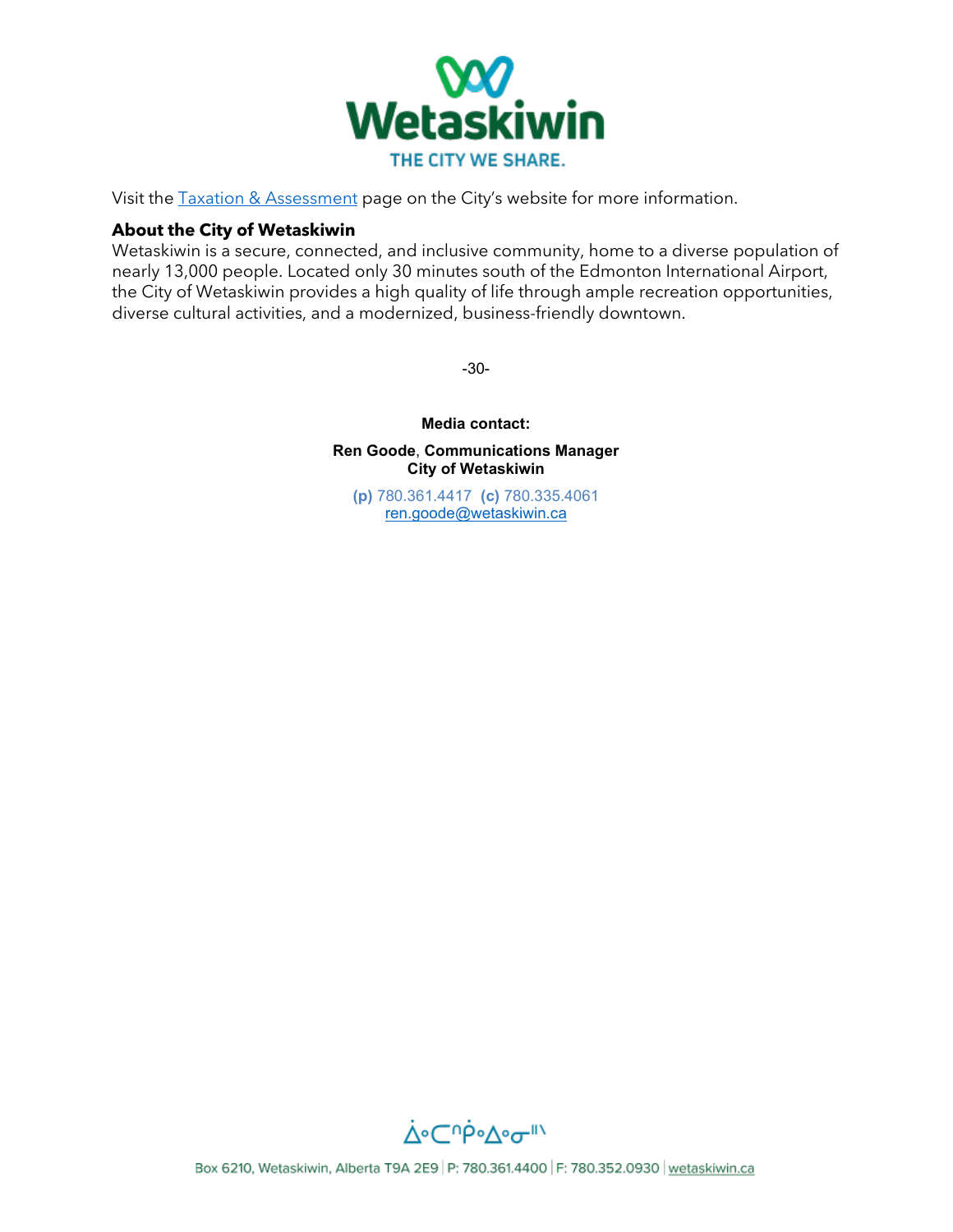Visit the Taxation & Assessment page on the City's website for more information.

**About the City of Wetaskiwin**

Wetaskiwin is a secure, connected, and inclusive community, home to a diverse population of nearly 13,000 people. Located only 30 minutes south of the Edmonton International Airport, the City of Wetaskiwin provides a high quality of life through ample recreation opportunities, diverse cultural activities, and a modernized, business-friendly downtown.

-30-

**Media contact:**

**Ren Goode, Communications Manager**
**City of Wetaskiwin**

**(p)** 780.361.4417 **(c)** 780.335.4061
ren.goode@wetaskiwin.ca